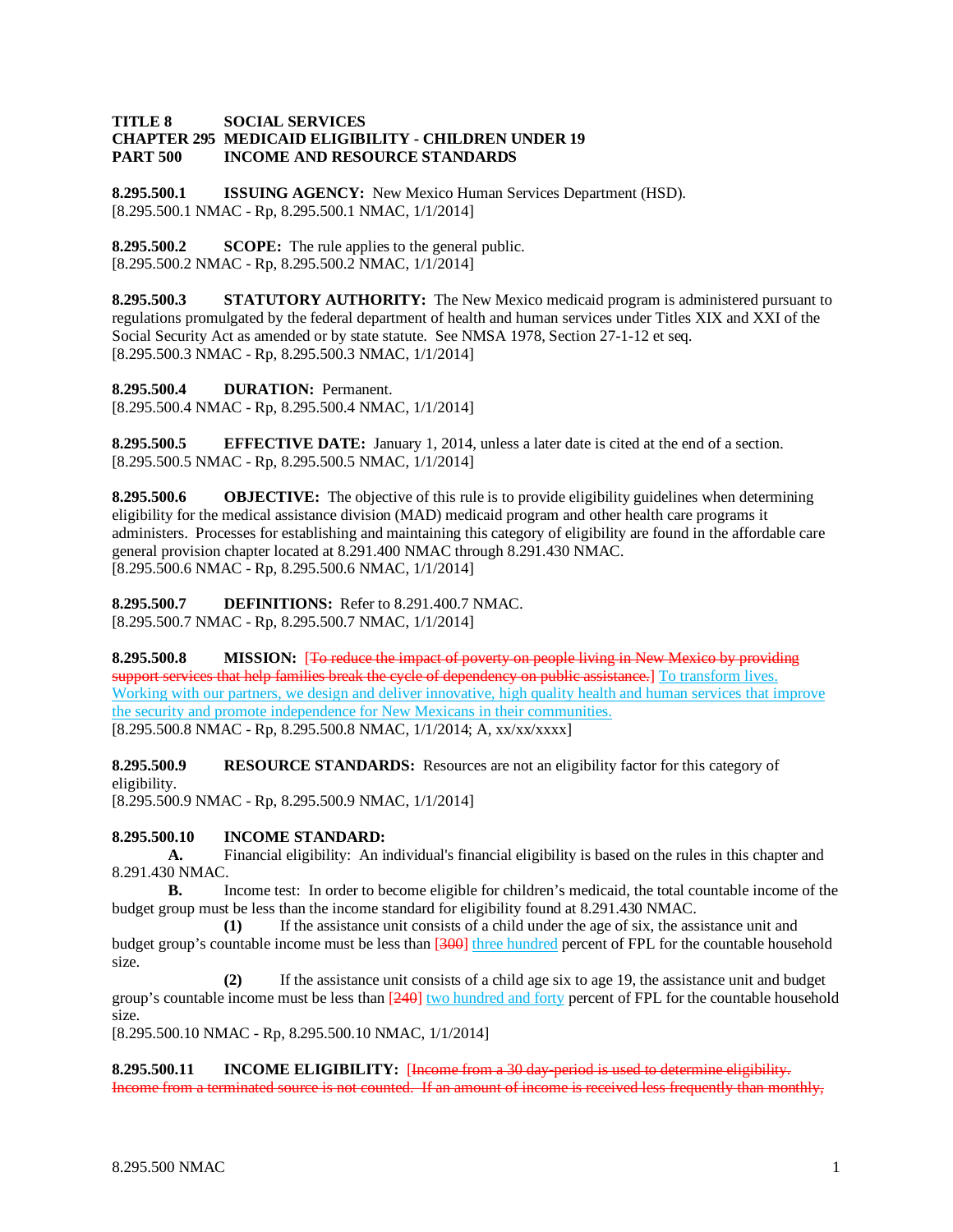**TITLE 8 SOCIAL SERVICES**
**CHAPTER 295 MEDICAID ELIGIBILITY - CHILDREN UNDER 19**
**PART 500 INCOME AND RESOURCE STANDARDS**

**8.295.500.1 ISSUING AGENCY:** New Mexico Human Services Department (HSD).
[8.295.500.1 NMAC - Rp, 8.295.500.1 NMAC, 1/1/2014]

**8.295.500.2 SCOPE:** The rule applies to the general public.
[8.295.500.2 NMAC - Rp, 8.295.500.2 NMAC, 1/1/2014]

**8.295.500.3 STATUTORY AUTHORITY:** The New Mexico medicaid program is administered pursuant to regulations promulgated by the federal department of health and human services under Titles XIX and XXI of the Social Security Act as amended or by state statute. See NMSA 1978, Section 27-1-12 et seq.
[8.295.500.3 NMAC - Rp, 8.295.500.3 NMAC, 1/1/2014]

**8.295.500.4 DURATION:** Permanent.
[8.295.500.4 NMAC - Rp, 8.295.500.4 NMAC, 1/1/2014]

**8.295.500.5 EFFECTIVE DATE:** January 1, 2014, unless a later date is cited at the end of a section.
[8.295.500.5 NMAC - Rp, 8.295.500.5 NMAC, 1/1/2014]

**8.295.500.6 OBJECTIVE:** The objective of this rule is to provide eligibility guidelines when determining eligibility for the medical assistance division (MAD) medicaid program and other health care programs it administers. Processes for establishing and maintaining this category of eligibility are found in the affordable care general provision chapter located at 8.291.400 NMAC through 8.291.430 NMAC.
[8.295.500.6 NMAC - Rp, 8.295.500.6 NMAC, 1/1/2014]

**8.295.500.7 DEFINITIONS:** Refer to 8.291.400.7 NMAC.
[8.295.500.7 NMAC - Rp, 8.295.500.7 NMAC, 1/1/2014]

**8.295.500.8 MISSION:** [~~To reduce the impact of poverty on people living in New Mexico by providing support services that help families break the cycle of dependency on public assistance.~~] To transform lives. Working with our partners, we design and deliver innovative, high quality health and human services that improve the security and promote independence for New Mexicans in their communities.
[8.295.500.8 NMAC - Rp, 8.295.500.8 NMAC, 1/1/2014; A, xx/xx/xxxx]

**8.295.500.9 RESOURCE STANDARDS:** Resources are not an eligibility factor for this category of eligibility.
[8.295.500.9 NMAC - Rp, 8.295.500.9 NMAC, 1/1/2014]

**8.295.500.10 INCOME STANDARD:**

**A.** Financial eligibility: An individual's financial eligibility is based on the rules in this chapter and 8.291.430 NMAC.

**B.** Income test: In order to become eligible for children's medicaid, the total countable income of the budget group must be less than the income standard for eligibility found at 8.291.430 NMAC.

**(1)** If the assistance unit consists of a child under the age of six, the assistance unit and budget group's countable income must be less than [~~300~~] three hundred percent of FPL for the countable household size.

**(2)** If the assistance unit consists of a child age six to age 19, the assistance unit and budget group's countable income must be less than [~~240~~] two hundred and forty percent of FPL for the countable household size.

[8.295.500.10 NMAC - Rp, 8.295.500.10 NMAC, 1/1/2014]

**8.295.500.11 INCOME ELIGIBILITY:** [~~Income from a 30 day-period is used to determine eligibility. Income from a terminated source is not counted. If an amount of income is received less frequently than monthly,~~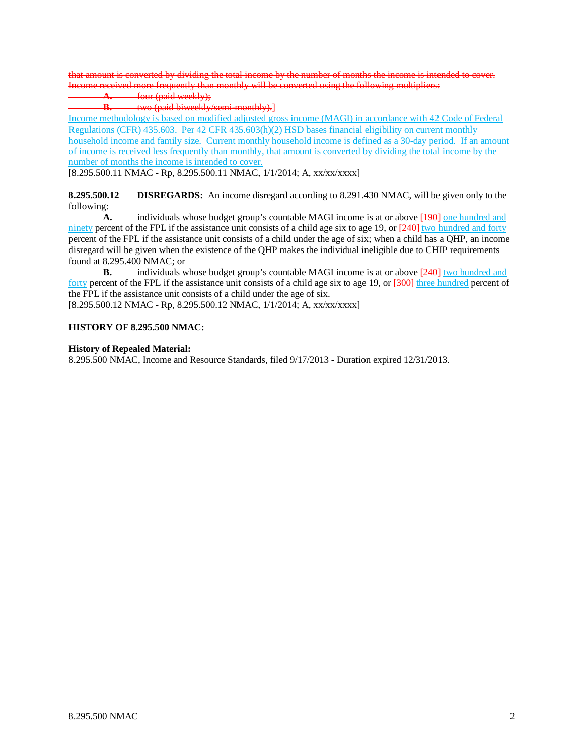~~that amount is converted by dividing the total income by the number of months the income is intended to cover. Income received more frequently than monthly will be converted using the following multipliers:~~

~~**A.** four (paid weekly);~~

~~**B.** two (paid biweekly/semi-monthly).~~]

<u>Income methodology is based on modified adjusted gross income (MAGI) in accordance with 42 Code of Federal Regulations (CFR) 435.603. Per 42 CFR 435.603(h)(2) HSD bases financial eligibility on current monthly household income and family size. Current monthly household income is defined as a 30-day period. If an amount of income is received less frequently than monthly, that amount is converted by dividing the total income by the number of months the income is intended to cover.</u>

[8.295.500.11 NMAC - Rp, 8.295.500.11 NMAC, 1/1/2014; A, xx/xx/xxxx]

**8.295.500.12 DISREGARDS:** An income disregard according to 8.291.430 NMAC, will be given only to the following:

**A.** individuals whose budget group's countable MAGI income is at or above [~~190~~] <u>one hundred and ninety</u> percent of the FPL if the assistance unit consists of a child age six to age 19, or [~~240~~] <u>two hundred and forty</u> percent of the FPL if the assistance unit consists of a child under the age of six; when a child has a QHP, an income disregard will be given when the existence of the QHP makes the individual ineligible due to CHIP requirements found at 8.295.400 NMAC; or

**B.** individuals whose budget group's countable MAGI income is at or above [~~240~~] <u>two hundred and forty</u> percent of the FPL if the assistance unit consists of a child age six to age 19, or [~~300~~] <u>three hundred</u> percent of the FPL if the assistance unit consists of a child under the age of six.

[8.295.500.12 NMAC - Rp, 8.295.500.12 NMAC, 1/1/2014; A, xx/xx/xxxx]

**HISTORY OF 8.295.500 NMAC:**

**History of Repealed Material:**

8.295.500 NMAC, Income and Resource Standards, filed 9/17/2013 - Duration expired 12/31/2013.